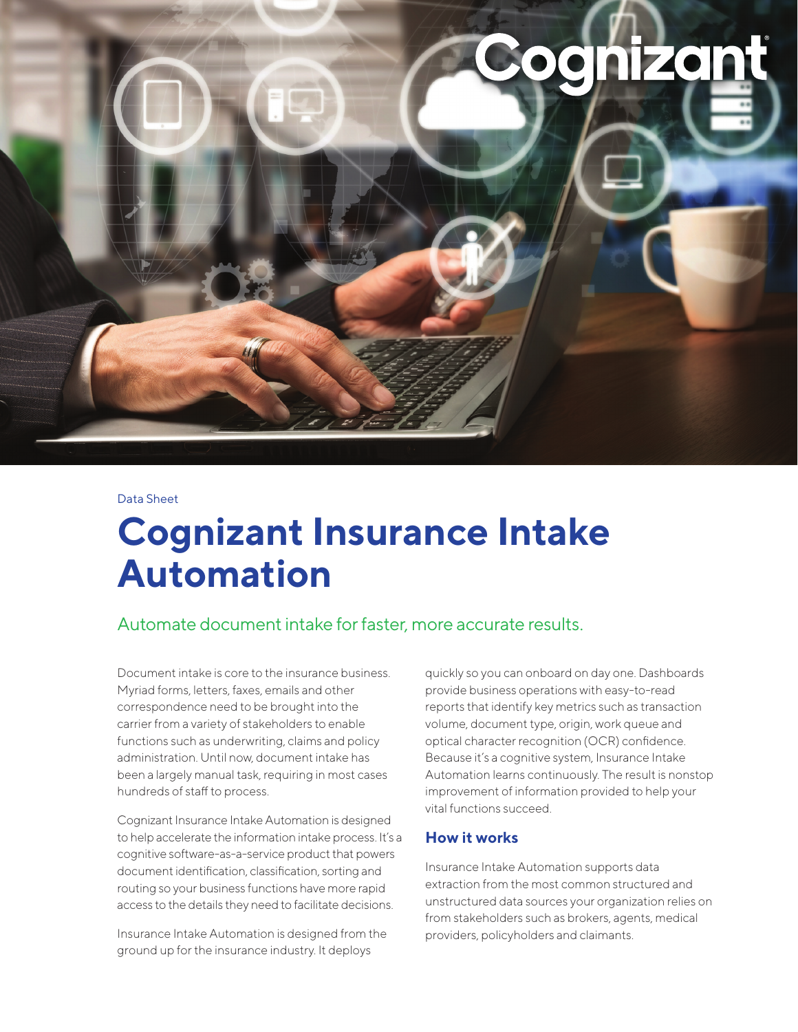Data Sheet

# Cognizant Insurance Intake Automation

## Automate document intake for faster, more accurate results.

Document intake is core to the insurance business. Myriad forms, letters, faxes, emails and other correspondence need to be brought into the carrier from a variety of stakeholders to enable functions such as underwriting, claims and policy administration. Until now, document intake has been a largely manual task, requiring in most cases hundreds of staff to process.

Cognizant Insurance Intake Automation is designed to help accelerate the information intake process. It's a cognitive software-as-a-service product that powers document identification, classification, sorting and routing so your business functions have more rapid access to the details they need to facilitate decisions.

Insurance Intake Automation is designed from the ground up for the insurance industry. It deploys quickly so you can onboard on day one. Dashboards provide business operations with easy-to-read reports that identify key metrics such as transaction volume, document type, origin, work queue and optical character recognition (OCR) confidence. Because it's a cognitive system, Insurance Intake Automation learns continuously. The result is nonstop improvement of information provided to help your vital functions succeed.

### How it works

Insurance Intake Automation supports data extraction from the most common structured and unstructured data sources your organization relies on from stakeholders such as brokers, agents, medical providers, policyholders and claimants.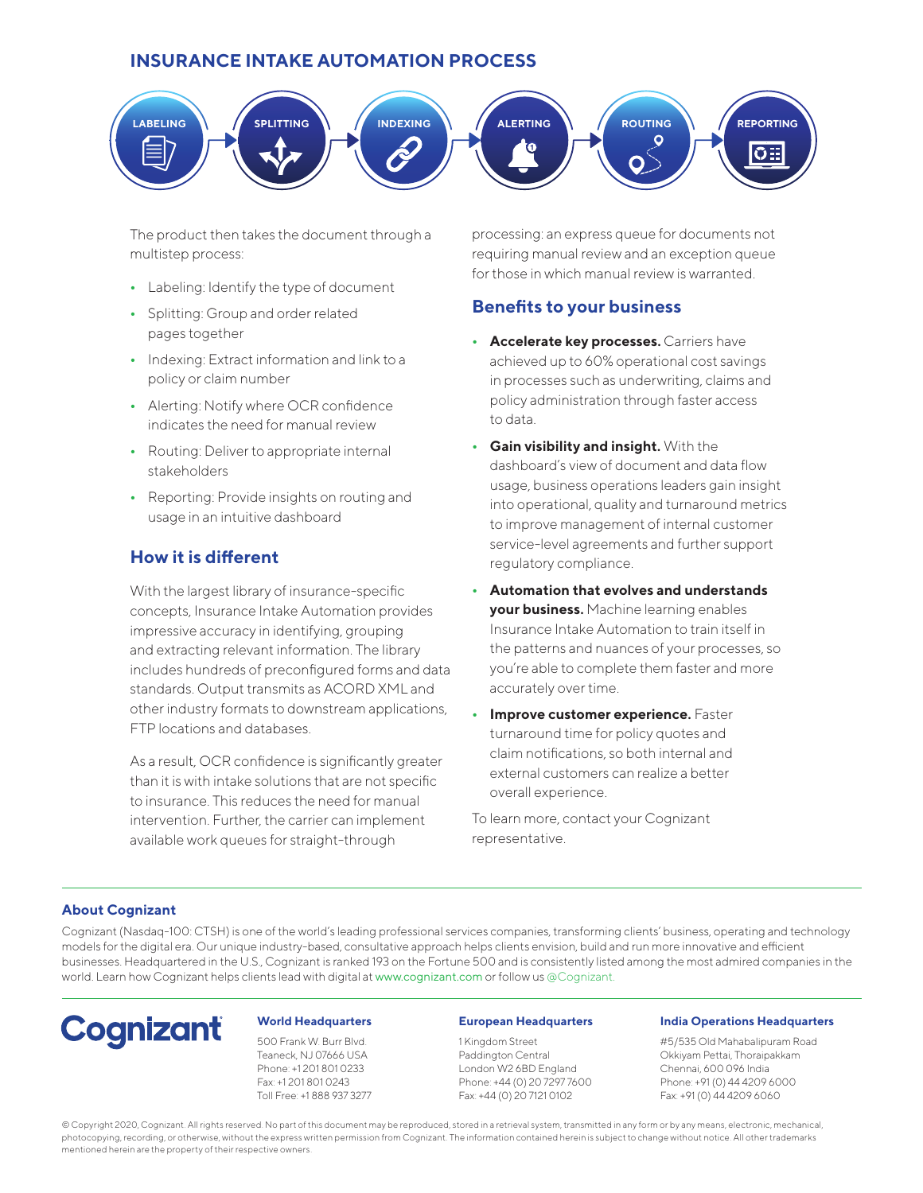## INSURANCE INTAKE AUTOMATION PROCESS

LABELING
SPLITTING
INDEXING
ALERTING
ROUTING
REPORTING

The product then takes the document through a multistep process:

- Labeling: Identify the type of document
- Splitting: Group and order related pages together
- Indexing: Extract information and link to a policy or claim number
- Alerting: Notify where OCR confidence indicates the need for manual review
- Routing: Deliver to appropriate internal stakeholders
- Reporting: Provide insights on routing and usage in an intuitive dashboard

### How it is different

With the largest library of insurance-specific concepts, Insurance Intake Automation provides impressive accuracy in identifying, grouping and extracting relevant information. The library includes hundreds of preconfigured forms and data standards. Output transmits as ACORD XML and other industry formats to downstream applications, FTP locations and databases.

As a result, OCR confidence is significantly greater than it is with intake solutions that are not specific to insurance. This reduces the need for manual intervention. Further, the carrier can implement available work queues for straight-through processing: an express queue for documents not requiring manual review and an exception queue for those in which manual review is warranted.

### Benefits to your business

- **Accelerate key processes.** Carriers have achieved up to 60% operational cost savings in processes such as underwriting, claims and policy administration through faster access to data.
- **Gain visibility and insight.** With the dashboard's view of document and data flow usage, business operations leaders gain insight into operational, quality and turnaround metrics to improve management of internal customer service-level agreements and further support regulatory compliance.
- **Automation that evolves and understands your business.** Machine learning enables Insurance Intake Automation to train itself in the patterns and nuances of your processes, so you're able to complete them faster and more accurately over time.
- **Improve customer experience.** Faster turnaround time for policy quotes and claim notifications, so both internal and external customers can realize a better overall experience.

To learn more, contact your Cognizant representative.

#### About Cognizant

Cognizant (Nasdaq-100: CTSH) is one of the world's leading professional services companies, transforming clients' business, operating and technology models for the digital era. Our unique industry-based, consultative approach helps clients envision, build and run more innovative and efficient businesses. Headquartered in the U.S., Cognizant is ranked 193 on the Fortune 500 and is consistently listed among the most admired companies in the world. Learn how Cognizant helps clients lead with digital at www.cognizant.com or follow us @Cognizant.

Cognizant

**World Headquarters**
500 Frank W. Burr Blvd.
Teaneck, NJ 07666 USA
Phone: +1 201 801 0233
Fax: +1 201 801 0243
Toll Free: +1 888 937 3277

**European Headquarters**
1 Kingdom Street
Paddington Central
London W2 6BD England
Phone: +44 (0) 20 7297 7600
Fax: +44 (0) 20 7121 0102

**India Operations Headquarters**
#5/535 Old Mahabalipuram Road
Okkiyam Pettai, Thoraipakkam
Chennai, 600 096 India
Phone: +91 (0) 44 4209 6000
Fax: +91 (0) 44 4209 6060

© Copyright 2020, Cognizant. All rights reserved. No part of this document may be reproduced, stored in a retrieval system, transmitted in any form or by any means, electronic, mechanical, photocopying, recording, or otherwise, without the express written permission from Cognizant. The information contained herein is subject to change without notice. All other trademarks mentioned herein are the property of their respective owners.